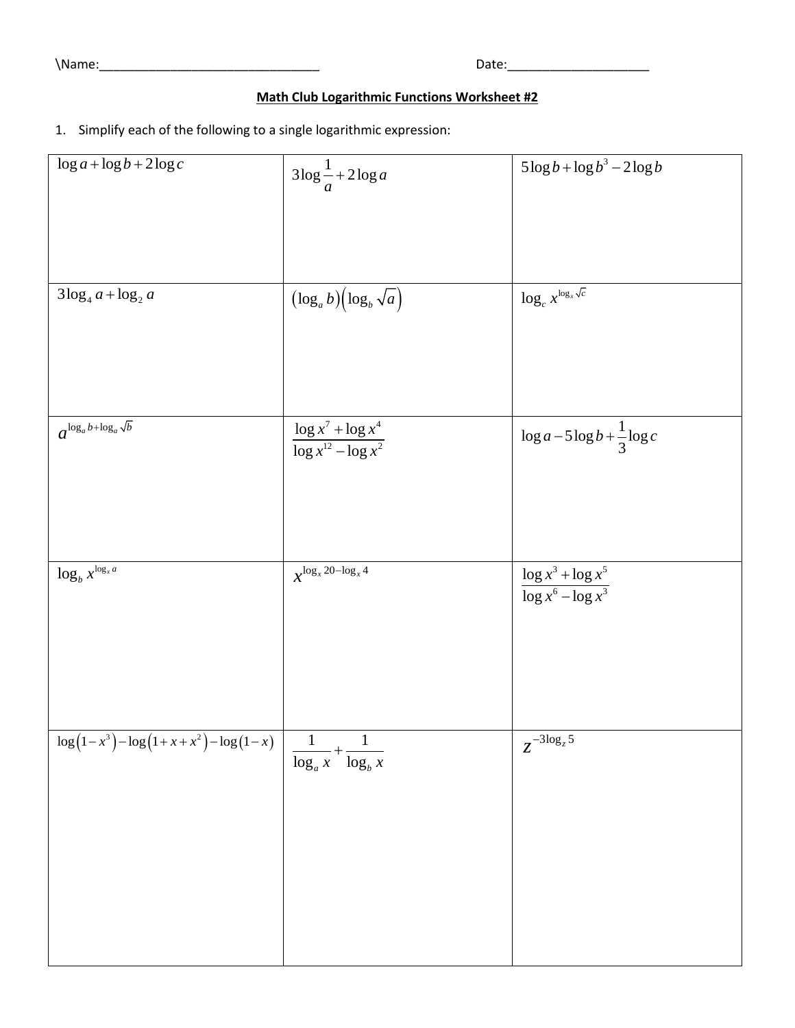\Name:________________________________ Date:____________________

**Math Club Logarithmic Functions Worksheet #2**

1. Simplify each of the following to a single logarithmic expression:

| | | |
|---|---|---|
| $\log a + \log b + 2\log c$ | $3\log\frac{1}{a} + 2\log a$ | $5\log b + \log b^3 - 2\log b$ |
| $3\log_4 a + \log_2 a$ | $(\log_a b)(\log_b \sqrt{a})$ | $\log_c x^{\log_x \sqrt{c}}$ |
| $a^{\log_a b + \log_a \sqrt{b}}$ | $\frac{\log x^7 + \log x^4}{\log x^{12} - \log x^2}$ | $\log a - 5\log b + \frac{1}{3}\log c$ |
| $\log_b x^{\log_x a}$ | $x^{\log_x 20 - \log_x 4}$ | $\frac{\log x^3 + \log x^5}{\log x^6 - \log x^3}$ |
| $\log(1-x^3) - \log(1+x+x^2) - \log(1-x)$ | $\frac{1}{\log_a x} + \frac{1}{\log_b x}$ | $z^{-3\log_z 5}$ |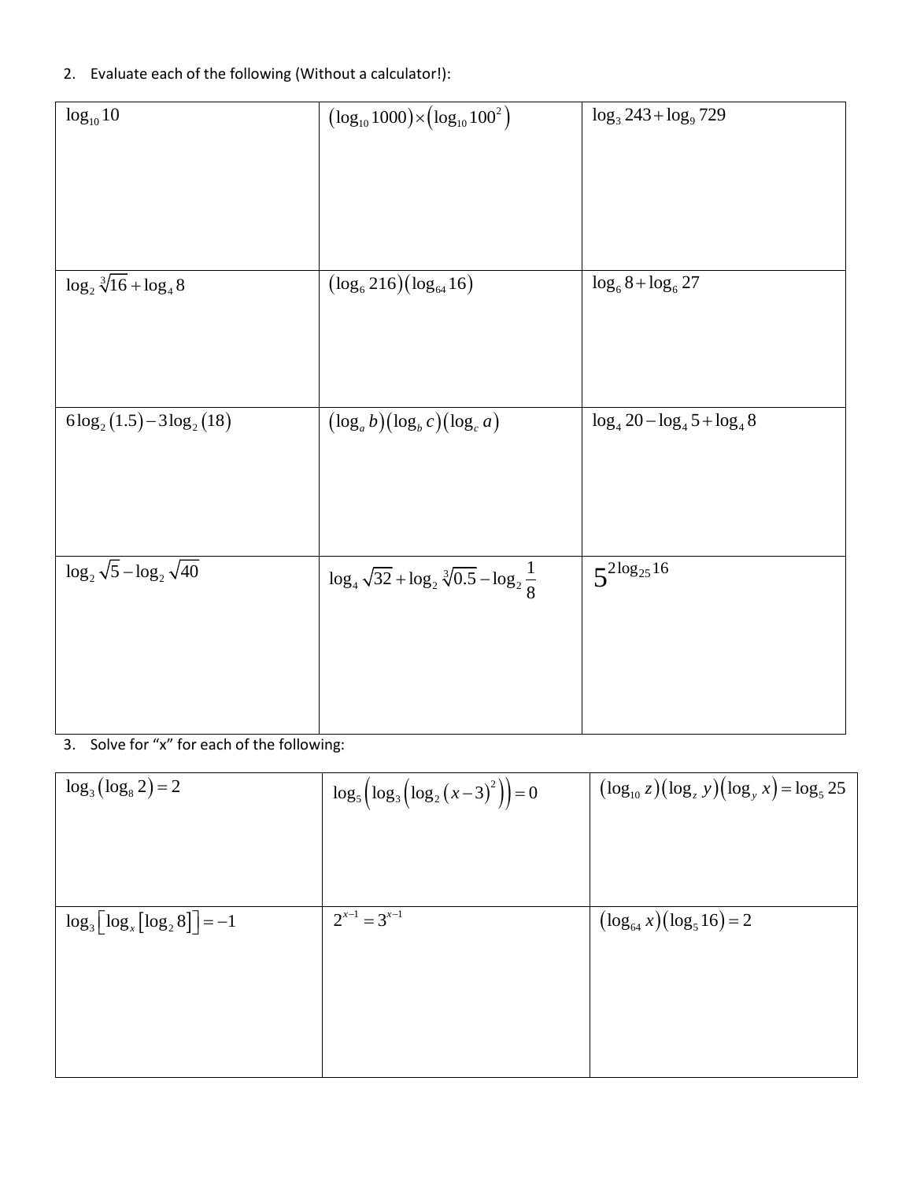2. Evaluate each of the following (Without a calculator!):

| | | |
|---|---|---|
| $\log_{10} 10$ | $(\log_{10} 1000) \times (\log_{10} 100^2)$ | $\log_3 243 + \log_9 729$ |
| $\log_2 \sqrt[3]{16} + \log_4 8$ | $(\log_6 216)(\log_{64} 16)$ | $\log_6 8 + \log_6 27$ |
| $6\log_2(1.5) - 3\log_2(18)$ | $(\log_a b)(\log_b c)(\log_c a)$ | $\log_4 20 - \log_4 5 + \log_4 8$ |
| $\log_2 \sqrt{5} - \log_2 \sqrt{40}$ | $\log_4 \sqrt{32} + \log_2 \sqrt[3]{0.5} - \log_2 \frac{1}{8}$ | $5^{2\log_{25} 16}$ |

3. Solve for "x" for each of the following:

| | | |
|---|---|---|
| $\log_3(\log_8 2) = 2$ | $\log_5\left(\log_3\left(\log_2(x-3)^2\right)\right) = 0$ | $(\log_{10} z)(\log_z y)(\log_y x) = \log_5 25$ |
| $\log_3\left[\log_x\left[\log_2 8\right]\right] = -1$ | $2^{x-1} = 3^{x-1}$ | $(\log_{64} x)(\log_5 16) = 2$ |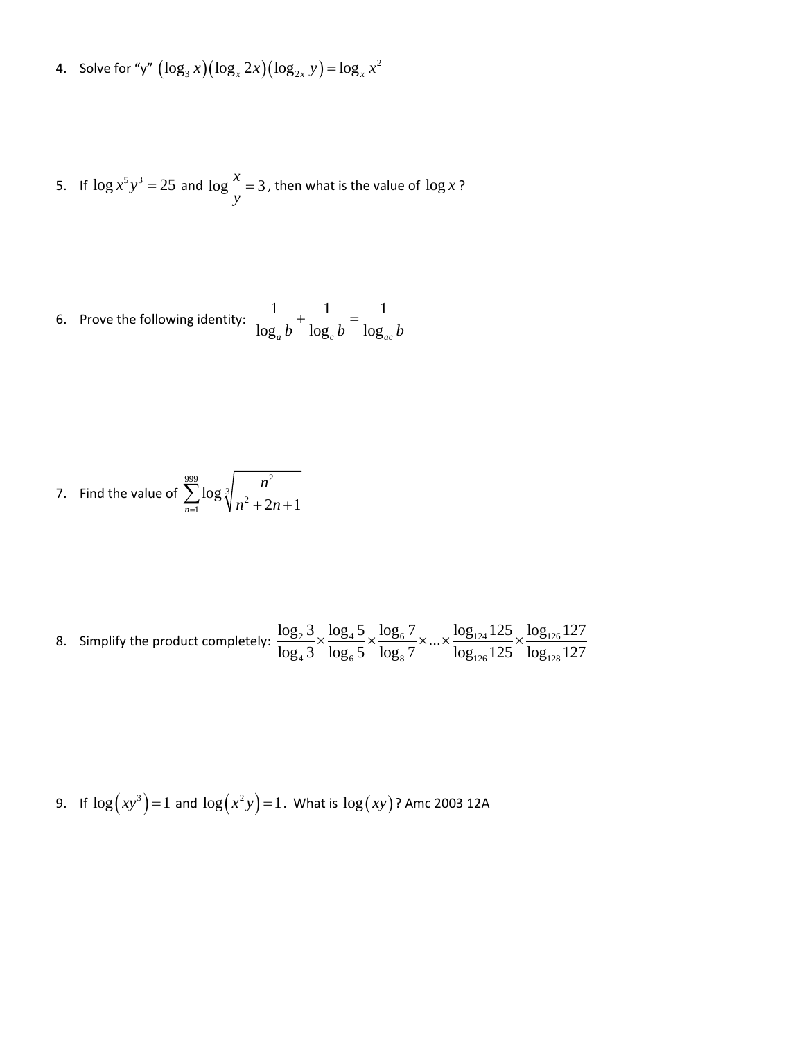4. Solve for "y" $\left(\log_3 x\right)\left(\log_x 2x\right)\left(\log_{2x} y\right) = \log_x x^2$

5. If $\log x^5 y^3 = 25$ and $\log \dfrac{x}{y} = 3$, then what is the value of $\log x$?

6. Prove the following identity: $\dfrac{1}{\log_a b} + \dfrac{1}{\log_c b} = \dfrac{1}{\log_{ac} b}$

7. Find the value of $\displaystyle\sum_{n=1}^{999} \log \sqrt[3]{\frac{n^2}{n^2 + 2n + 1}}$

8. Simplify the product completely: $\dfrac{\log_2 3}{\log_4 3} \times \dfrac{\log_4 5}{\log_6 5} \times \dfrac{\log_6 7}{\log_8 7} \times \ldots \times \dfrac{\log_{124} 125}{\log_{126} 125} \times \dfrac{\log_{126} 127}{\log_{128} 127}$

9. If $\log\left(xy^3\right) = 1$ and $\log\left(x^2 y\right) = 1$. What is $\log\left(xy\right)$? Amc 2003 12A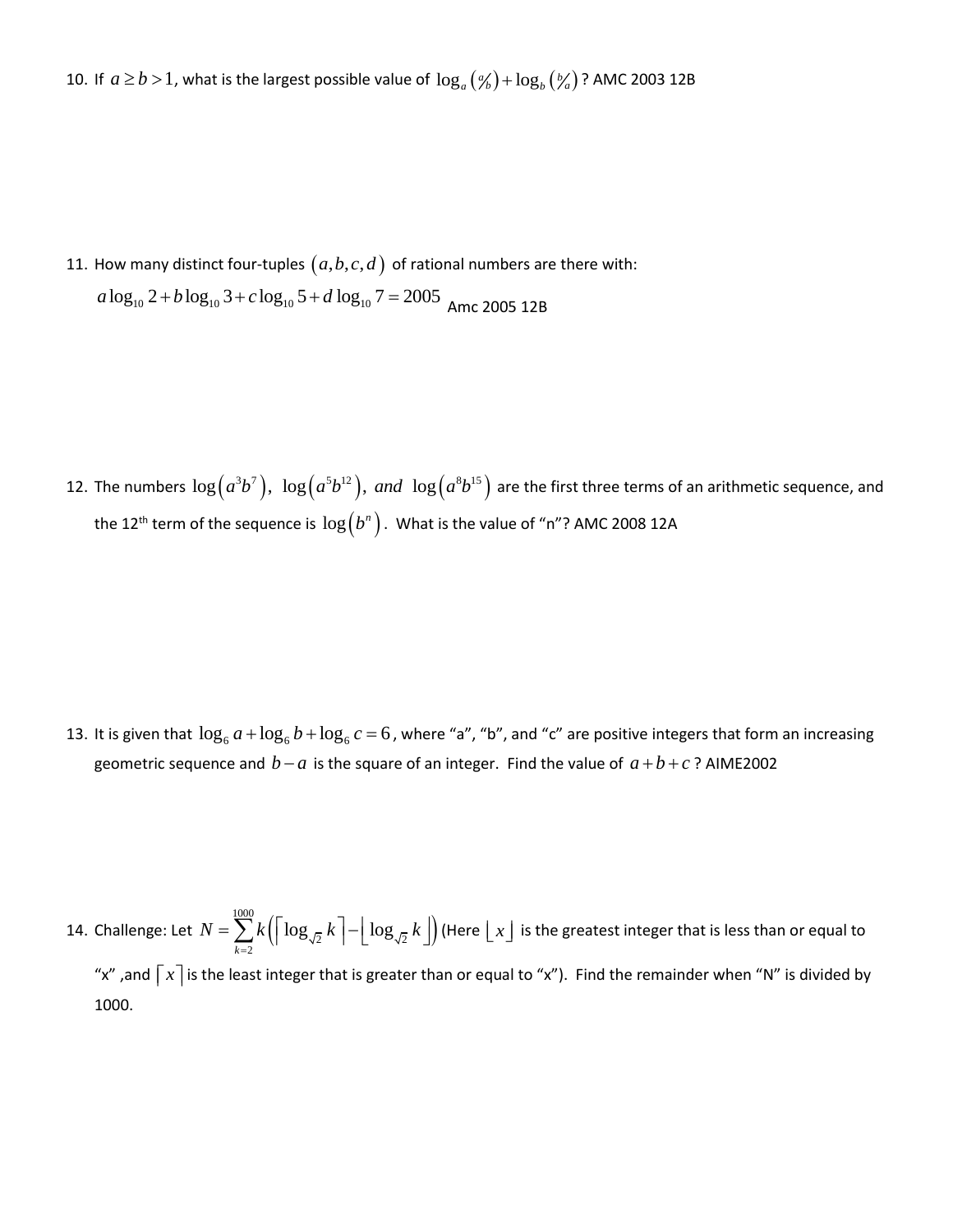10. If $a \geq b > 1$, what is the largest possible value of $\log_a\left(a/b\right) + \log_b\left(b/a\right)$? AMC 2003 12B

11. How many distinct four-tuples $(a,b,c,d)$ of rational numbers are there with:

    $a\log_{10} 2 + b\log_{10} 3 + c\log_{10} 5 + d\log_{10} 7 = 2005$ Amc 2005 12B

12. The numbers $\log\left(a^3b^7\right)$, $\log\left(a^5b^{12}\right)$, *and* $\log\left(a^8b^{15}\right)$ are the first three terms of an arithmetic sequence, and the 12th term of the sequence is $\log\left(b^n\right)$. What is the value of "n"? AMC 2008 12A

13. It is given that $\log_6 a + \log_6 b + \log_6 c = 6$, where "a", "b", and "c" are positive integers that form an increasing geometric sequence and $b - a$ is the square of an integer. Find the value of $a + b + c$? AIME2002

14. Challenge: Let $N = \sum_{k=2}^{1000} k\left(\lceil \log_{\sqrt{2}} k \rceil - \lfloor \log_{\sqrt{2}} k \rfloor\right)$ (Here $\lfloor x \rfloor$ is the greatest integer that is less than or equal to "x" ,and $\lceil x \rceil$ is the least integer that is greater than or equal to "x"). Find the remainder when "N" is divided by 1000.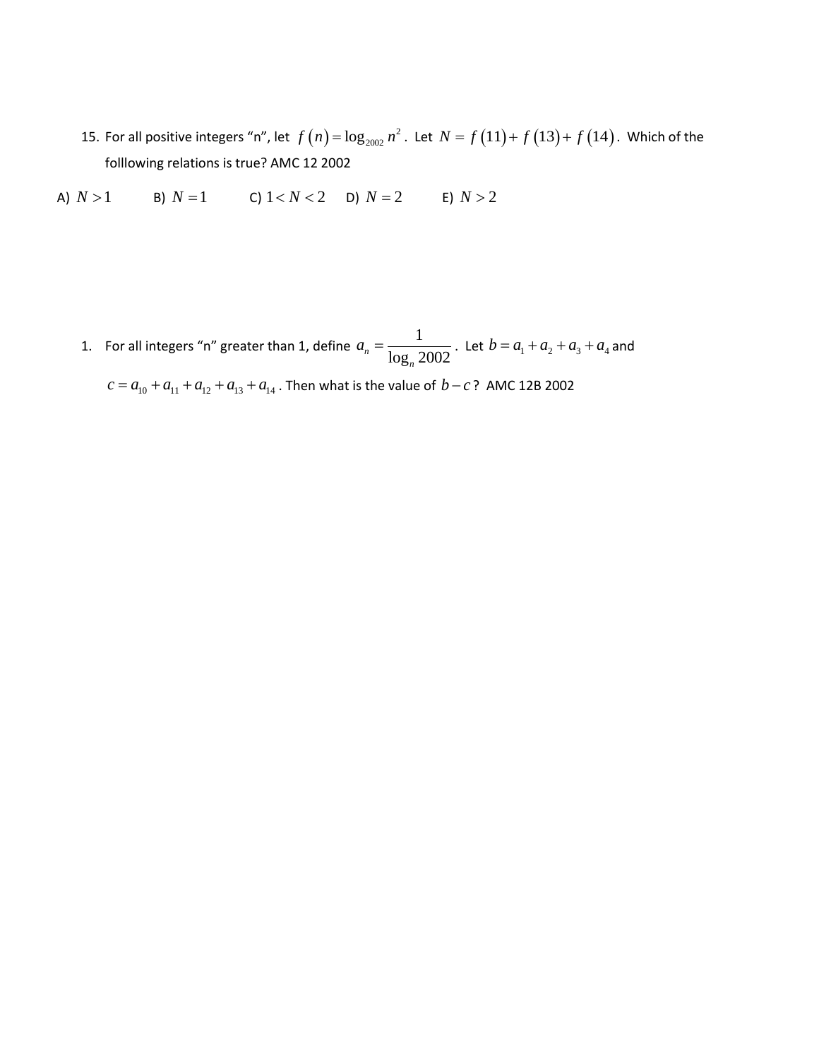15. For all positive integers “n”, let $f(n) = \log_{2002} n^2$. Let $N = f(11) + f(13) + f(14)$. Which of the folllowing relations is true? AMC 12 2002

A) $N > 1$ B) $N = 1$ C) $1 < N < 2$ D) $N = 2$ E) $N > 2$

1. For all integers “n” greater than 1, define $a_n = \dfrac{1}{\log_n 2002}$. Let $b = a_1 + a_2 + a_3 + a_4$ and $c = a_{10} + a_{11} + a_{12} + a_{13} + a_{14}$. Then what is the value of $b - c$? AMC 12B 2002